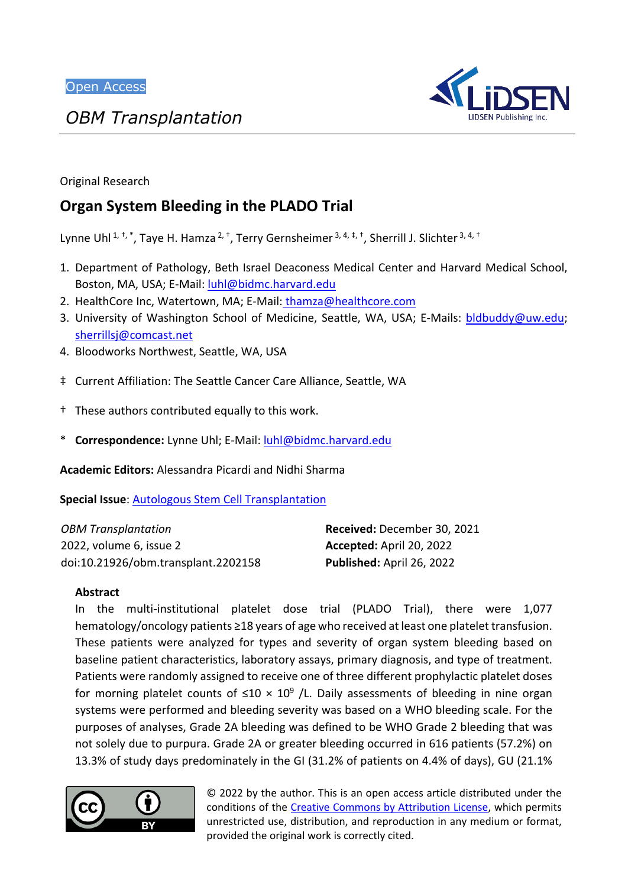Open Access

*OBM Transplantation*

Original Research

# Organ System Bleeding in the PLADO Trial

Lynne Uhl [1, †, *], Taye H. Hamza [2, †], Terry Gernsheimer [3, 4, ‡, †], Sherrill J. Slichter [3, 4, †]

1. Department of Pathology, Beth Israel Deaconess Medical Center and Harvard Medical School, Boston, MA, USA; E-Mail: luhl@bidmc.harvard.edu
2. HealthCore Inc, Watertown, MA; E-Mail: thamza@healthcore.com
3. University of Washington School of Medicine, Seattle, WA, USA; E-Mails: bldbuddy@uw.edu; sherrillsj@comcast.net
4. Bloodworks Northwest, Seattle, WA, USA

‡ Current Affiliation: The Seattle Cancer Care Alliance, Seattle, WA

† These authors contributed equally to this work.

\* **Correspondence:** Lynne Uhl; E-Mail: luhl@bidmc.harvard.edu

**Academic Editors:** Alessandra Picardi and Nidhi Sharma

**Special Issue**: Autologous Stem Cell Transplantation

*OBM Transplantation*
2022, volume 6, issue 2
doi:10.21926/obm.transplant.2202158

**Received:** December 30, 2021
**Accepted:** April 20, 2022
**Published:** April 26, 2022

## Abstract

In the multi-institutional platelet dose trial (PLADO Trial), there were 1,077 hematology/oncology patients ≥18 years of age who received at least one platelet transfusion. These patients were analyzed for types and severity of organ system bleeding based on baseline patient characteristics, laboratory assays, primary diagnosis, and type of treatment. Patients were randomly assigned to receive one of three different prophylactic platelet doses for morning platelet counts of $\leq 10 \times 10^9$ /L. Daily assessments of bleeding in nine organ systems were performed and bleeding severity was based on a WHO bleeding scale. For the purposes of analyses, Grade 2A bleeding was defined to be WHO Grade 2 bleeding that was not solely due to purpura. Grade 2A or greater bleeding occurred in 616 patients (57.2%) on 13.3% of study days predominately in the GI (31.2% of patients on 4.4% of days), GU (21.1%

© 2022 by the author. This is an open access article distributed under the conditions of the Creative Commons by Attribution License, which permits unrestricted use, distribution, and reproduction in any medium or format, provided the original work is correctly cited.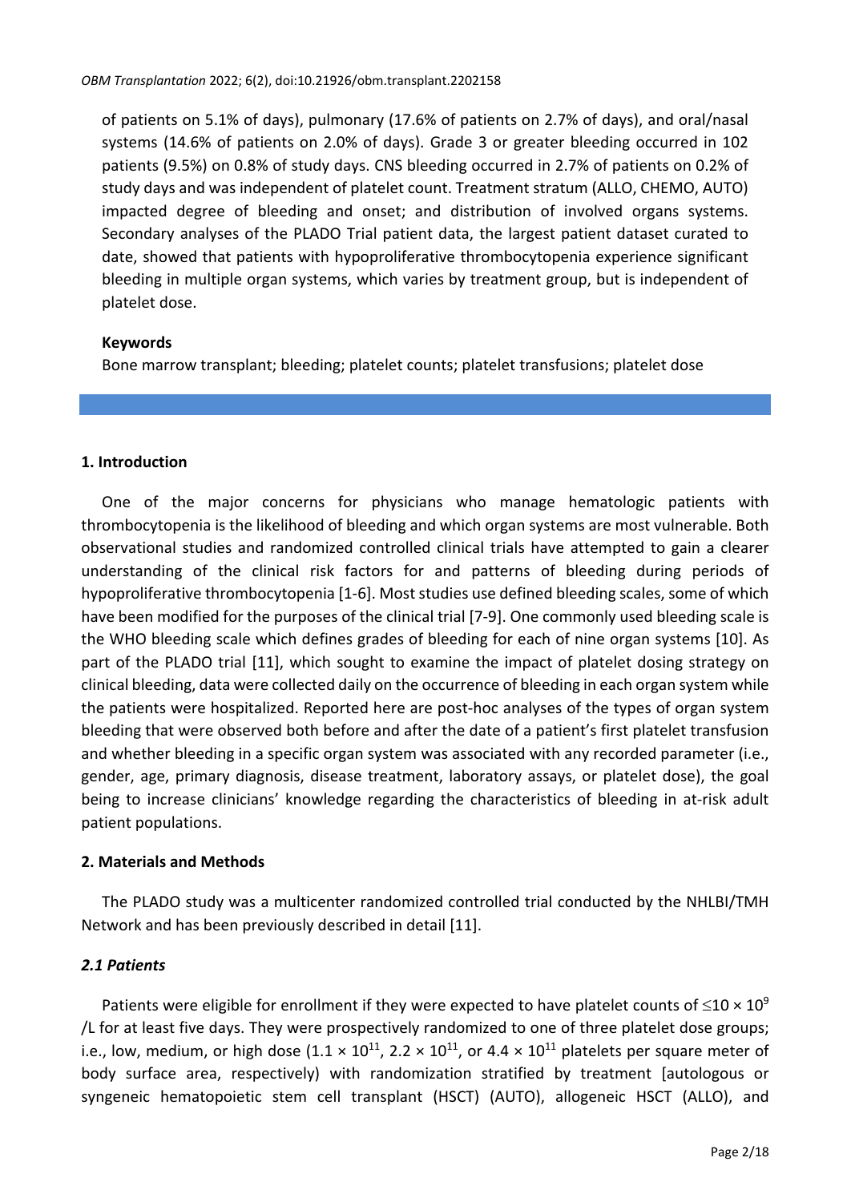of patients on 5.1% of days), pulmonary (17.6% of patients on 2.7% of days), and oral/nasal systems (14.6% of patients on 2.0% of days). Grade 3 or greater bleeding occurred in 102 patients (9.5%) on 0.8% of study days. CNS bleeding occurred in 2.7% of patients on 0.2% of study days and was independent of platelet count. Treatment stratum (ALLO, CHEMO, AUTO) impacted degree of bleeding and onset; and distribution of involved organs systems. Secondary analyses of the PLADO Trial patient data, the largest patient dataset curated to date, showed that patients with hypoproliferative thrombocytopenia experience significant bleeding in multiple organ systems, which varies by treatment group, but is independent of platelet dose.

**Keywords**

Bone marrow transplant; bleeding; platelet counts; platelet transfusions; platelet dose

## 1. Introduction

One of the major concerns for physicians who manage hematologic patients with thrombocytopenia is the likelihood of bleeding and which organ systems are most vulnerable. Both observational studies and randomized controlled clinical trials have attempted to gain a clearer understanding of the clinical risk factors for and patterns of bleeding during periods of hypoproliferative thrombocytopenia [1-6]. Most studies use defined bleeding scales, some of which have been modified for the purposes of the clinical trial [7-9]. One commonly used bleeding scale is the WHO bleeding scale which defines grades of bleeding for each of nine organ systems [10]. As part of the PLADO trial [11], which sought to examine the impact of platelet dosing strategy on clinical bleeding, data were collected daily on the occurrence of bleeding in each organ system while the patients were hospitalized. Reported here are post-hoc analyses of the types of organ system bleeding that were observed both before and after the date of a patient's first platelet transfusion and whether bleeding in a specific organ system was associated with any recorded parameter (i.e., gender, age, primary diagnosis, disease treatment, laboratory assays, or platelet dose), the goal being to increase clinicians' knowledge regarding the characteristics of bleeding in at-risk adult patient populations.

## 2. Materials and Methods

The PLADO study was a multicenter randomized controlled trial conducted by the NHLBI/TMH Network and has been previously described in detail [11].

### *2.1 Patients*

Patients were eligible for enrollment if they were expected to have platelet counts of $\leq 10 \times 10^9$ /L for at least five days. They were prospectively randomized to one of three platelet dose groups; i.e., low, medium, or high dose ($1.1 \times 10^{11}$, $2.2 \times 10^{11}$, or $4.4 \times 10^{11}$ platelets per square meter of body surface area, respectively) with randomization stratified by treatment [autologous or syngeneic hematopoietic stem cell transplant (HSCT) (AUTO), allogeneic HSCT (ALLO), and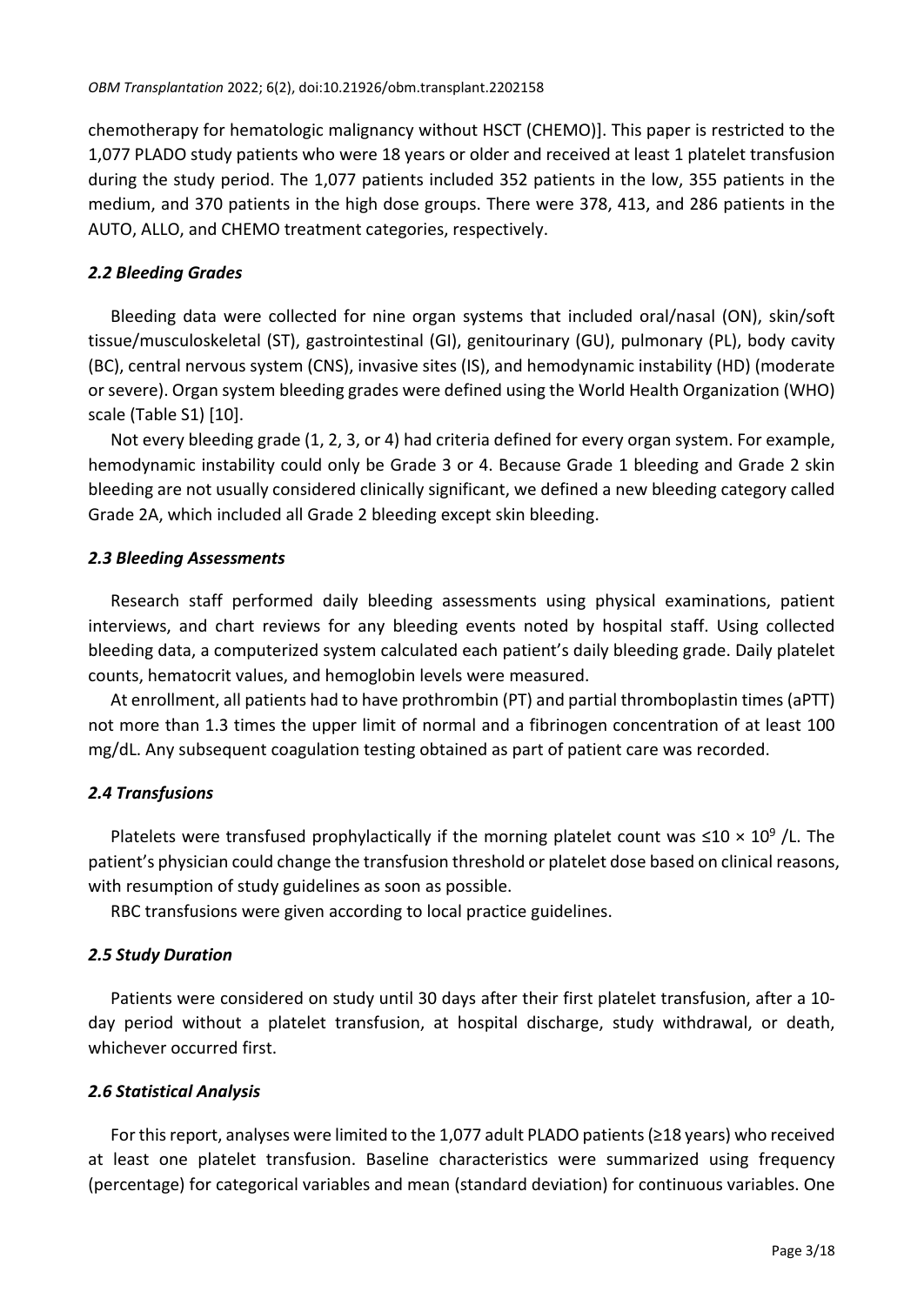chemotherapy for hematologic malignancy without HSCT (CHEMO)]. This paper is restricted to the 1,077 PLADO study patients who were 18 years or older and received at least 1 platelet transfusion during the study period. The 1,077 patients included 352 patients in the low, 355 patients in the medium, and 370 patients in the high dose groups. There were 378, 413, and 286 patients in the AUTO, ALLO, and CHEMO treatment categories, respectively.

### *2.2 Bleeding Grades*

Bleeding data were collected for nine organ systems that included oral/nasal (ON), skin/soft tissue/musculoskeletal (ST), gastrointestinal (GI), genitourinary (GU), pulmonary (PL), body cavity (BC), central nervous system (CNS), invasive sites (IS), and hemodynamic instability (HD) (moderate or severe). Organ system bleeding grades were defined using the World Health Organization (WHO) scale (Table S1) [10].

Not every bleeding grade (1, 2, 3, or 4) had criteria defined for every organ system. For example, hemodynamic instability could only be Grade 3 or 4. Because Grade 1 bleeding and Grade 2 skin bleeding are not usually considered clinically significant, we defined a new bleeding category called Grade 2A, which included all Grade 2 bleeding except skin bleeding.

### *2.3 Bleeding Assessments*

Research staff performed daily bleeding assessments using physical examinations, patient interviews, and chart reviews for any bleeding events noted by hospital staff. Using collected bleeding data, a computerized system calculated each patient's daily bleeding grade. Daily platelet counts, hematocrit values, and hemoglobin levels were measured.

At enrollment, all patients had to have prothrombin (PT) and partial thromboplastin times (aPTT) not more than 1.3 times the upper limit of normal and a fibrinogen concentration of at least 100 mg/dL. Any subsequent coagulation testing obtained as part of patient care was recorded.

### *2.4 Transfusions*

Platelets were transfused prophylactically if the morning platelet count was $\leq 10 \times 10^9$ /L. The patient's physician could change the transfusion threshold or platelet dose based on clinical reasons, with resumption of study guidelines as soon as possible.

RBC transfusions were given according to local practice guidelines.

### *2.5 Study Duration*

Patients were considered on study until 30 days after their first platelet transfusion, after a 10-day period without a platelet transfusion, at hospital discharge, study withdrawal, or death, whichever occurred first.

### *2.6 Statistical Analysis*

For this report, analyses were limited to the 1,077 adult PLADO patients (≥18 years) who received at least one platelet transfusion. Baseline characteristics were summarized using frequency (percentage) for categorical variables and mean (standard deviation) for continuous variables. One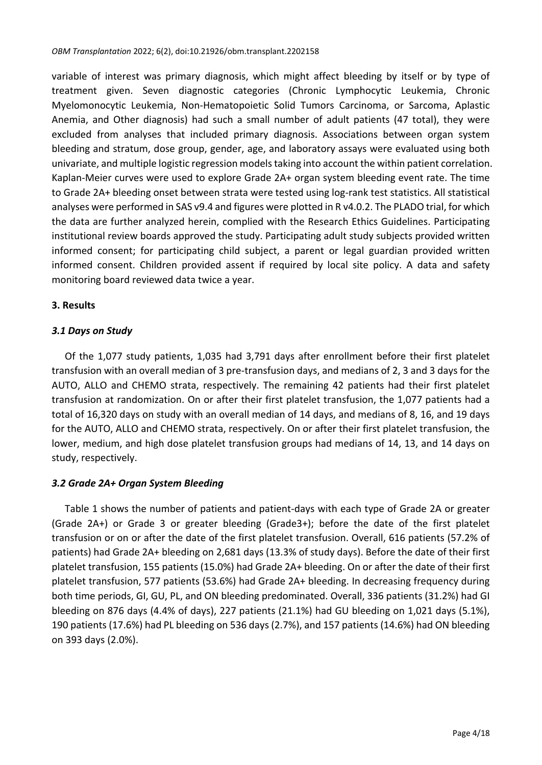variable of interest was primary diagnosis, which might affect bleeding by itself or by type of treatment given. Seven diagnostic categories (Chronic Lymphocytic Leukemia, Chronic Myelomonocytic Leukemia, Non-Hematopoietic Solid Tumors Carcinoma, or Sarcoma, Aplastic Anemia, and Other diagnosis) had such a small number of adult patients (47 total), they were excluded from analyses that included primary diagnosis. Associations between organ system bleeding and stratum, dose group, gender, age, and laboratory assays were evaluated using both univariate, and multiple logistic regression models taking into account the within patient correlation. Kaplan-Meier curves were used to explore Grade 2A+ organ system bleeding event rate. The time to Grade 2A+ bleeding onset between strata were tested using log-rank test statistics. All statistical analyses were performed in SAS v9.4 and figures were plotted in R v4.0.2. The PLADO trial, for which the data are further analyzed herein, complied with the Research Ethics Guidelines. Participating institutional review boards approved the study. Participating adult study subjects provided written informed consent; for participating child subject, a parent or legal guardian provided written informed consent. Children provided assent if required by local site policy. A data and safety monitoring board reviewed data twice a year.

## 3. Results

### *3.1 Days on Study*

Of the 1,077 study patients, 1,035 had 3,791 days after enrollment before their first platelet transfusion with an overall median of 3 pre-transfusion days, and medians of 2, 3 and 3 days for the AUTO, ALLO and CHEMO strata, respectively. The remaining 42 patients had their first platelet transfusion at randomization. On or after their first platelet transfusion, the 1,077 patients had a total of 16,320 days on study with an overall median of 14 days, and medians of 8, 16, and 19 days for the AUTO, ALLO and CHEMO strata, respectively. On or after their first platelet transfusion, the lower, medium, and high dose platelet transfusion groups had medians of 14, 13, and 14 days on study, respectively.

### *3.2 Grade 2A+ Organ System Bleeding*

Table 1 shows the number of patients and patient-days with each type of Grade 2A or greater (Grade 2A+) or Grade 3 or greater bleeding (Grade3+); before the date of the first platelet transfusion or on or after the date of the first platelet transfusion. Overall, 616 patients (57.2% of patients) had Grade 2A+ bleeding on 2,681 days (13.3% of study days). Before the date of their first platelet transfusion, 155 patients (15.0%) had Grade 2A+ bleeding. On or after the date of their first platelet transfusion, 577 patients (53.6%) had Grade 2A+ bleeding. In decreasing frequency during both time periods, GI, GU, PL, and ON bleeding predominated. Overall, 336 patients (31.2%) had GI bleeding on 876 days (4.4% of days), 227 patients (21.1%) had GU bleeding on 1,021 days (5.1%), 190 patients (17.6%) had PL bleeding on 536 days (2.7%), and 157 patients (14.6%) had ON bleeding on 393 days (2.0%).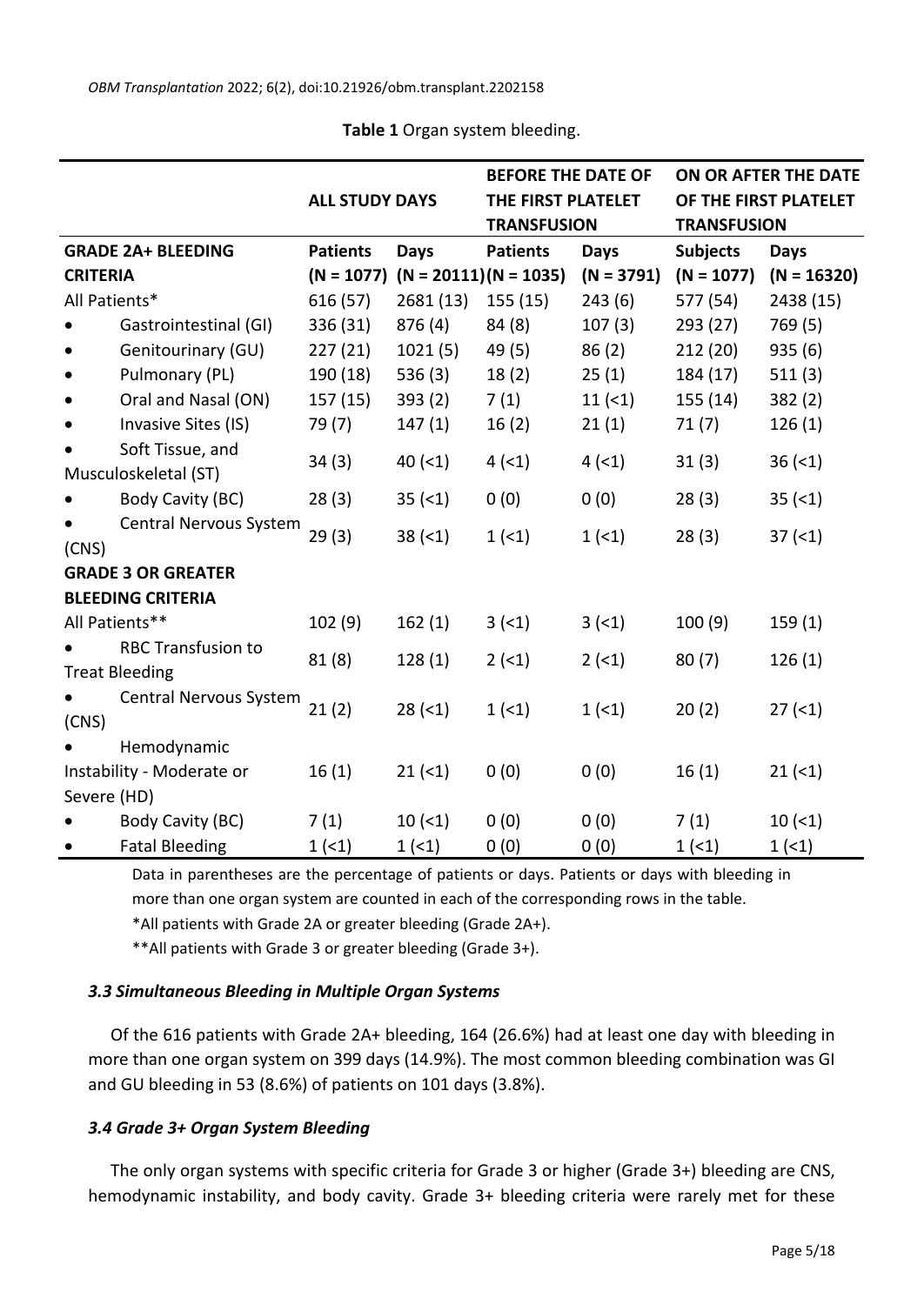**Table 1** Organ system bleeding.

| | ALL STUDY DAYS | | BEFORE THE DATE OF THE FIRST PLATELET TRANSFUSION | | ON OR AFTER THE DATE OF THE FIRST PLATELET TRANSFUSION | |
|---|---|---|---|---|---|---|
| **GRADE 2A+ BLEEDING CRITERIA** | **Patients (N = 1077)** | **Days (N = 20111)** | **Patients (N = 1035)** | **Days (N = 3791)** | **Subjects (N = 1077)** | **Days (N = 16320)** |
| All Patients* | 616 (57) | 2681 (13) | 155 (15) | 243 (6) | 577 (54) | 2438 (15) |
| • Gastrointestinal (GI) | 336 (31) | 876 (4) | 84 (8) | 107 (3) | 293 (27) | 769 (5) |
| • Genitourinary (GU) | 227 (21) | 1021 (5) | 49 (5) | 86 (2) | 212 (20) | 935 (6) |
| • Pulmonary (PL) | 190 (18) | 536 (3) | 18 (2) | 25 (1) | 184 (17) | 511 (3) |
| • Oral and Nasal (ON) | 157 (15) | 393 (2) | 7 (1) | 11 (<1) | 155 (14) | 382 (2) |
| • Invasive Sites (IS) | 79 (7) | 147 (1) | 16 (2) | 21 (1) | 71 (7) | 126 (1) |
| • Soft Tissue, and Musculoskeletal (ST) | 34 (3) | 40 (<1) | 4 (<1) | 4 (<1) | 31 (3) | 36 (<1) |
| • Body Cavity (BC) | 28 (3) | 35 (<1) | 0 (0) | 0 (0) | 28 (3) | 35 (<1) |
| • Central Nervous System (CNS) | 29 (3) | 38 (<1) | 1 (<1) | 1 (<1) | 28 (3) | 37 (<1) |
| **GRADE 3 OR GREATER BLEEDING CRITERIA** | | | | | | |
| All Patients** | 102 (9) | 162 (1) | 3 (<1) | 3 (<1) | 100 (9) | 159 (1) |
| • RBC Transfusion to Treat Bleeding | 81 (8) | 128 (1) | 2 (<1) | 2 (<1) | 80 (7) | 126 (1) |
| • Central Nervous System (CNS) | 21 (2) | 28 (<1) | 1 (<1) | 1 (<1) | 20 (2) | 27 (<1) |
| • Hemodynamic Instability - Moderate or Severe (HD) | 16 (1) | 21 (<1) | 0 (0) | 0 (0) | 16 (1) | 21 (<1) |
| • Body Cavity (BC) | 7 (1) | 10 (<1) | 0 (0) | 0 (0) | 7 (1) | 10 (<1) |
| • Fatal Bleeding | 1 (<1) | 1 (<1) | 0 (0) | 0 (0) | 1 (<1) | 1 (<1) |

Data in parentheses are the percentage of patients or days. Patients or days with bleeding in more than one organ system are counted in each of the corresponding rows in the table.

*All patients with Grade 2A or greater bleeding (Grade 2A+).

**All patients with Grade 3 or greater bleeding (Grade 3+).

### *3.3 Simultaneous Bleeding in Multiple Organ Systems*

Of the 616 patients with Grade 2A+ bleeding, 164 (26.6%) had at least one day with bleeding in more than one organ system on 399 days (14.9%). The most common bleeding combination was GI and GU bleeding in 53 (8.6%) of patients on 101 days (3.8%).

### *3.4 Grade 3+ Organ System Bleeding*

The only organ systems with specific criteria for Grade 3 or higher (Grade 3+) bleeding are CNS, hemodynamic instability, and body cavity. Grade 3+ bleeding criteria were rarely met for these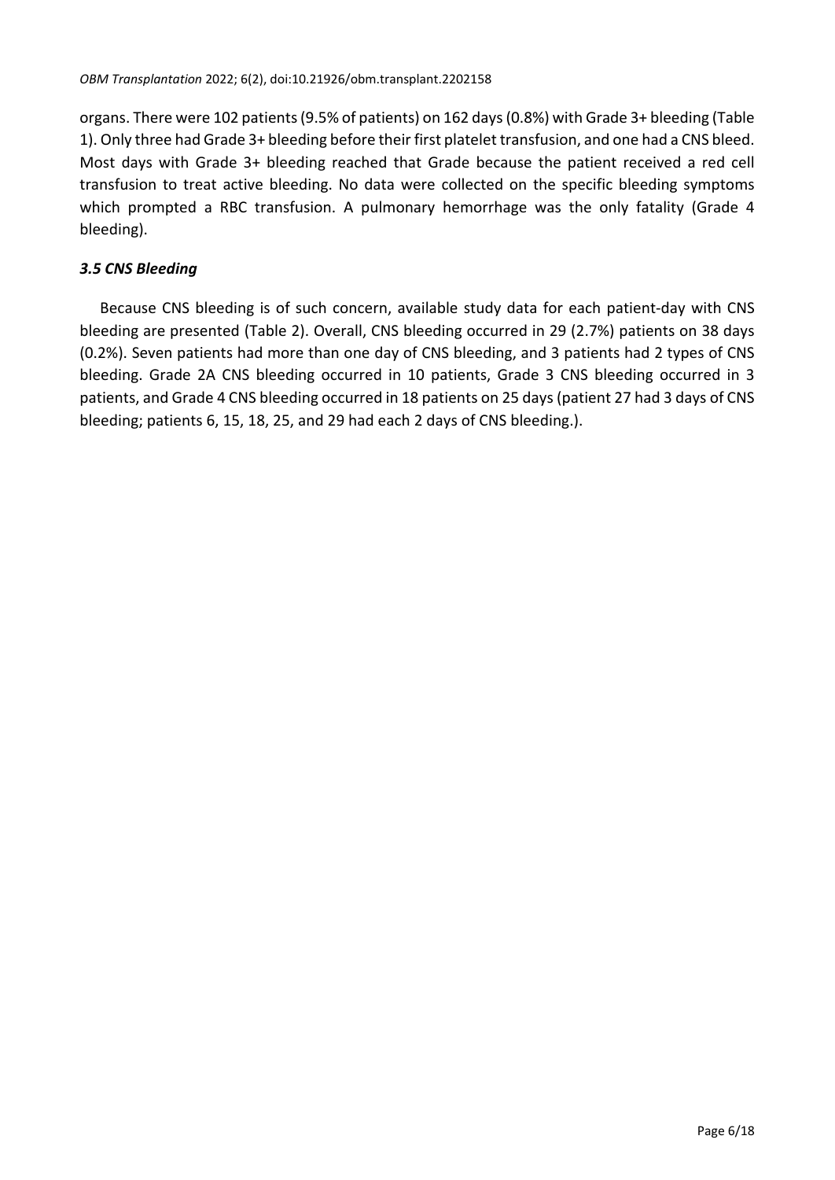organs. There were 102 patients (9.5% of patients) on 162 days (0.8%) with Grade 3+ bleeding (Table 1). Only three had Grade 3+ bleeding before their first platelet transfusion, and one had a CNS bleed. Most days with Grade 3+ bleeding reached that Grade because the patient received a red cell transfusion to treat active bleeding. No data were collected on the specific bleeding symptoms which prompted a RBC transfusion. A pulmonary hemorrhage was the only fatality (Grade 4 bleeding).

### *3.5 CNS Bleeding*

Because CNS bleeding is of such concern, available study data for each patient-day with CNS bleeding are presented (Table 2). Overall, CNS bleeding occurred in 29 (2.7%) patients on 38 days (0.2%). Seven patients had more than one day of CNS bleeding, and 3 patients had 2 types of CNS bleeding. Grade 2A CNS bleeding occurred in 10 patients, Grade 3 CNS bleeding occurred in 3 patients, and Grade 4 CNS bleeding occurred in 18 patients on 25 days (patient 27 had 3 days of CNS bleeding; patients 6, 15, 18, 25, and 29 had each 2 days of CNS bleeding.).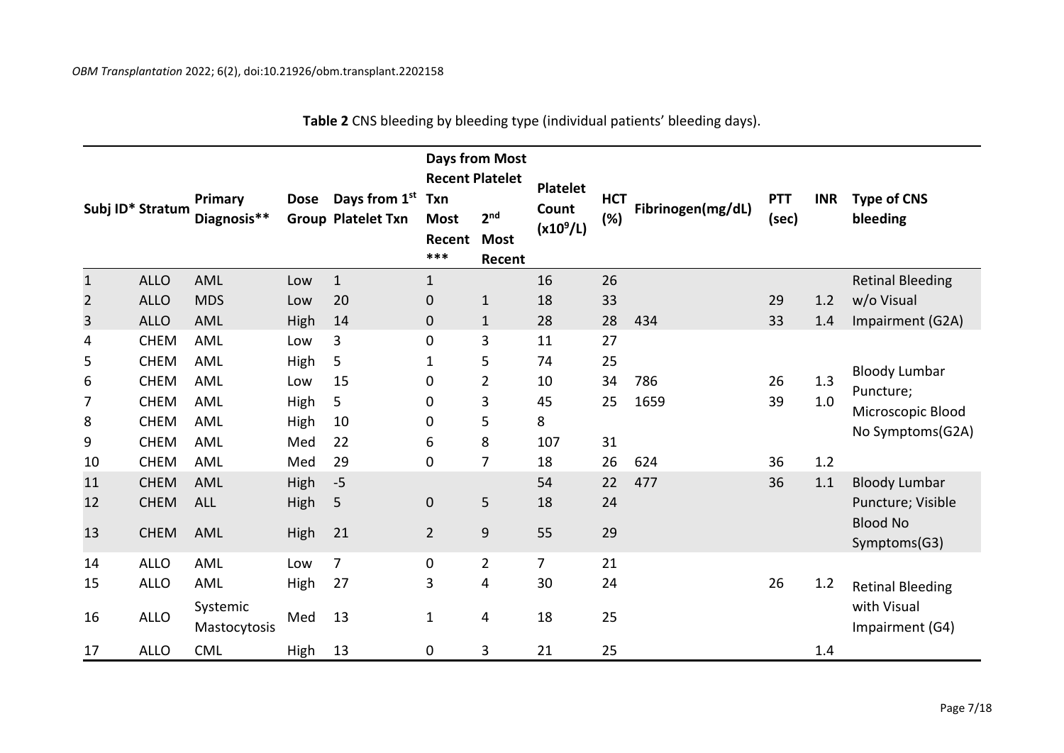**Table 2** CNS bleeding by bleeding type (individual patients' bleeding days).

| Subj ID* | Stratum | Primary Diagnosis** | Dose Group | Days from 1st Platelet Txn | Days from Most Recent Platelet Txn: Most Recent *** | Days from Most Recent Platelet Txn: 2nd Most Recent | Platelet Count ($x10^9$/L) | HCT (%) | Fibrinogen(mg/dL) | PTT (sec) | INR | Type of CNS bleeding |
|---|---|---|---|---|---|---|---|---|---|---|---|---|
| 1 | ALLO | AML | Low | 1 | 1 | | 16 | 26 | | | | Retinal Bleeding w/o Visual Impairment (G2A) |
| 2 | ALLO | MDS | Low | 20 | 0 | 1 | 18 | 33 | | 29 | 1.2 | |
| 3 | ALLO | AML | High | 14 | 0 | 1 | 28 | 28 | 434 | 33 | 1.4 | |
| 4 | CHEM | AML | Low | 3 | 0 | 3 | 11 | 27 | | | | Bloody Lumbar Puncture; Microscopic Blood No Symptoms(G2A) |
| 5 | CHEM | AML | High | 5 | 1 | 5 | 74 | 25 | | | | |
| 6 | CHEM | AML | Low | 15 | 0 | 2 | 10 | 34 | 786 | 26 | 1.3 | |
| 7 | CHEM | AML | High | 5 | 0 | 3 | 45 | 25 | 1659 | 39 | 1.0 | |
| 8 | CHEM | AML | High | 10 | 0 | 5 | 8 | | | | | |
| 9 | CHEM | AML | Med | 22 | 6 | 8 | 107 | 31 | | | | |
| 10 | CHEM | AML | Med | 29 | 0 | 7 | 18 | 26 | 624 | 36 | 1.2 | |
| 11 | CHEM | AML | High | -5 | | | 54 | 22 | 477 | 36 | 1.1 | Bloody Lumbar Puncture; Visible Blood No Symptoms(G3) |
| 12 | CHEM | ALL | High | 5 | 0 | 5 | 18 | 24 | | | | |
| 13 | CHEM | AML | High | 21 | 2 | 9 | 55 | 29 | | | | |
| 14 | ALLO | AML | Low | 7 | 0 | 2 | 7 | 21 | | | | Retinal Bleeding with Visual Impairment (G4) |
| 15 | ALLO | AML | High | 27 | 3 | 4 | 30 | 24 | | 26 | 1.2 | |
| 16 | ALLO | Systemic Mastocytosis | Med | 13 | 1 | 4 | 18 | 25 | | | | |
| 17 | ALLO | CML | High | 13 | 0 | 3 | 21 | 25 | | | 1.4 | |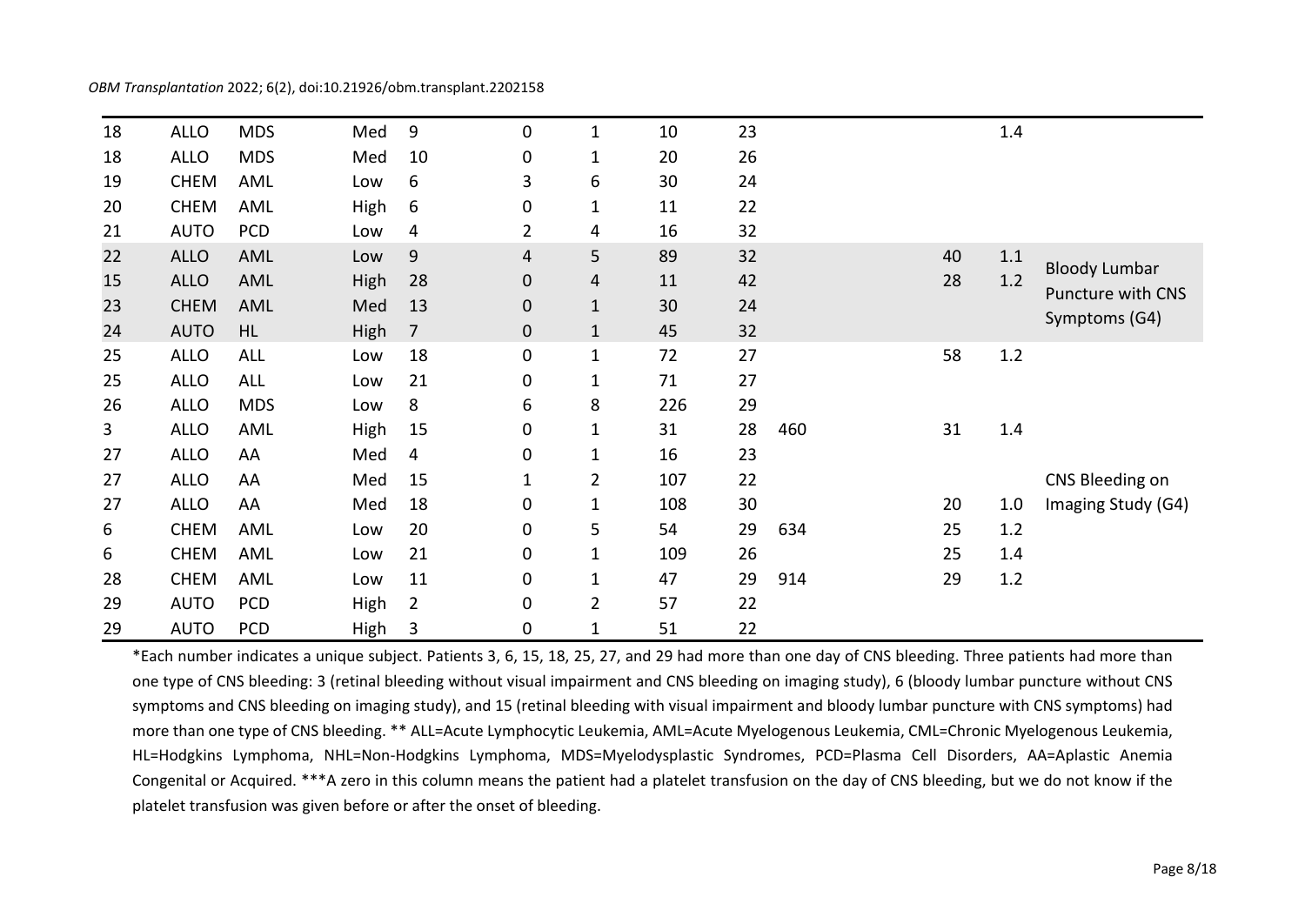| | | | | | | | | | | | | | |
|---|---|---|---|---|---|---|---|---|---|---|---|---|---|
| 18 | ALLO | MDS | Med | 9 | 0 | 1 | 10 | 23 | | | | 1.4 | |
| 18 | ALLO | MDS | Med | 10 | 0 | 1 | 20 | 26 | | | | | |
| 19 | CHEM | AML | Low | 6 | 3 | 6 | 30 | 24 | | | | | |
| 20 | CHEM | AML | High | 6 | 0 | 1 | 11 | 22 | | | | | |
| 21 | AUTO | PCD | Low | 4 | 2 | 4 | 16 | 32 | | | | | |
| 22 | ALLO | AML | Low | 9 | 4 | 5 | 89 | 32 | | | 40 | 1.1 | Bloody Lumbar Puncture with CNS Symptoms (G4) |
| 15 | ALLO | AML | High | 28 | 0 | 4 | 11 | 42 | | | 28 | 1.2 | |
| 23 | CHEM | AML | Med | 13 | 0 | 1 | 30 | 24 | | | | | |
| 24 | AUTO | HL | High | 7 | 0 | 1 | 45 | 32 | | | | | |
| 25 | ALLO | ALL | Low | 18 | 0 | 1 | 72 | 27 | | | 58 | 1.2 | CNS Bleeding on Imaging Study (G4) |
| 25 | ALLO | ALL | Low | 21 | 0 | 1 | 71 | 27 | | | | | |
| 26 | ALLO | MDS | Low | 8 | 6 | 8 | 226 | 29 | | | | | |
| 3 | ALLO | AML | High | 15 | 0 | 1 | 31 | 28 | 460 | | 31 | 1.4 | |
| 27 | ALLO | AA | Med | 4 | 0 | 1 | 16 | 23 | | | | | |
| 27 | ALLO | AA | Med | 15 | 1 | 2 | 107 | 22 | | | | | |
| 27 | ALLO | AA | Med | 18 | 0 | 1 | 108 | 30 | | | 20 | 1.0 | |
| 6 | CHEM | AML | Low | 20 | 0 | 5 | 54 | 29 | 634 | | 25 | 1.2 | |
| 6 | CHEM | AML | Low | 21 | 0 | 1 | 109 | 26 | | | 25 | 1.4 | |
| 28 | CHEM | AML | Low | 11 | 0 | 1 | 47 | 29 | 914 | | 29 | 1.2 | |
| 29 | AUTO | PCD | High | 2 | 0 | 2 | 57 | 22 | | | | | |
| 29 | AUTO | PCD | High | 3 | 0 | 1 | 51 | 22 | | | | | |

*Each number indicates a unique subject. Patients 3, 6, 15, 18, 25, 27, and 29 had more than one day of CNS bleeding. Three patients had more than one type of CNS bleeding: 3 (retinal bleeding without visual impairment and CNS bleeding on imaging study), 6 (bloody lumbar puncture without CNS symptoms and CNS bleeding on imaging study), and 15 (retinal bleeding with visual impairment and bloody lumbar puncture with CNS symptoms) had more than one type of CNS bleeding. ** ALL=Acute Lymphocytic Leukemia, AML=Acute Myelogenous Leukemia, CML=Chronic Myelogenous Leukemia, HL=Hodgkins Lymphoma, NHL=Non-Hodgkins Lymphoma, MDS=Myelodysplastic Syndromes, PCD=Plasma Cell Disorders, AA=Aplastic Anemia Congenital or Acquired. ***A zero in this column means the patient had a platelet transfusion on the day of CNS bleeding, but we do not know if the platelet transfusion was given before or after the onset of bleeding.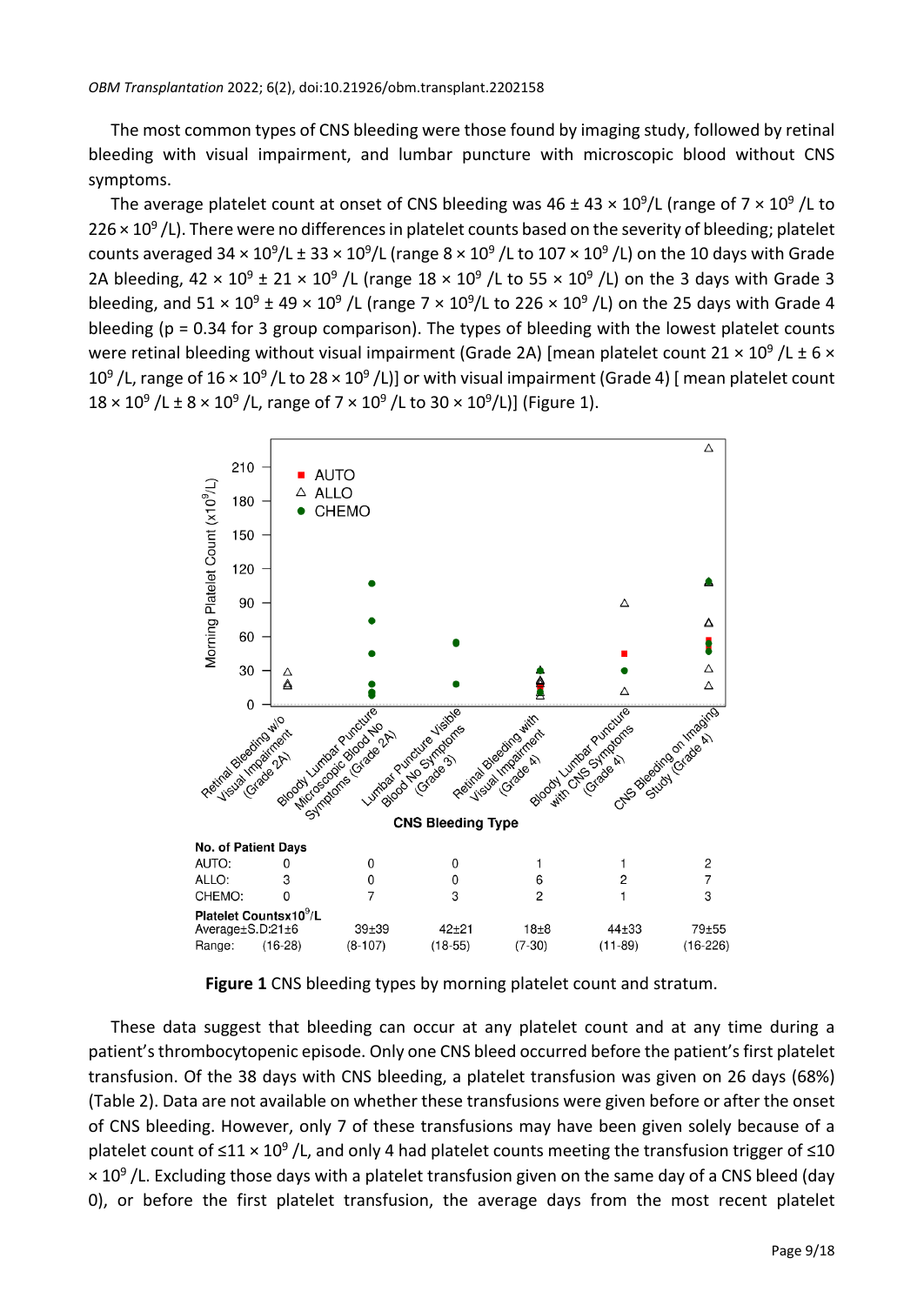The most common types of CNS bleeding were those found by imaging study, followed by retinal bleeding with visual impairment, and lumbar puncture with microscopic blood without CNS symptoms.

The average platelet count at onset of CNS bleeding was $46 \pm 43 \times 10^9$/L (range of $7 \times 10^9$ /L to $226 \times 10^9$ /L). There were no differences in platelet counts based on the severity of bleeding; platelet counts averaged $34 \times 10^9$/L $\pm$ $33 \times 10^9$/L (range $8 \times 10^9$ /L to $107 \times 10^9$ /L) on the 10 days with Grade 2A bleeding, $42 \times 10^9 \pm 21 \times 10^9$ /L (range $18 \times 10^9$ /L to $55 \times 10^9$ /L) on the 3 days with Grade 3 bleeding, and $51 \times 10^9 \pm 49 \times 10^9$ /L (range $7 \times 10^9$/L to $226 \times 10^9$ /L) on the 25 days with Grade 4 bleeding ($p = 0.34$ for 3 group comparison). The types of bleeding with the lowest platelet counts were retinal bleeding without visual impairment (Grade 2A) [mean platelet count $21 \times 10^9$ /L $\pm$ $6 \times 10^9$ /L, range of $16 \times 10^9$ /L to $28 \times 10^9$ /L)] or with visual impairment (Grade 4) [ mean platelet count $18 \times 10^9$ /L $\pm$ $8 \times 10^9$ /L, range of $7 \times 10^9$ /L to $30 \times 10^9$/L)] (Figure 1).

| No. of Patient Days | Retinal Bleeding w/o Visual Impairment (Grade 2A) | Bloody Lumbar Puncture Microscopic Blood No Symptoms (Grade 2A) | Lumbar Puncture Visible Blood No Symptoms (Grade 3) | Retinal Bleeding with Visual Impairment (Grade 4) | Bloody Lumbar Puncture with CNS Symptoms (Grade 4) | CNS Bleeding on Imaging Study (Grade 4) |
|---|---|---|---|---|---|---|
| AUTO: | 0 | 0 | 0 | 1 | 1 | 2 |
| ALLO: | 3 | 0 | 0 | 6 | 2 | 7 |
| CHEMO: | 0 | 7 | 3 | 2 | 1 | 3 |
| **Platelet Counts $\times 10^9$/L** | | | | | | |
| Average±S.D: | 21±6 | 39±39 | 42±21 | 18±8 | 44±33 | 79±55 |
| Range: | (16-28) | (8-107) | (18-55) | (7-30) | (11-89) | (16-226) |

**Figure 1** CNS bleeding types by morning platelet count and stratum.

These data suggest that bleeding can occur at any platelet count and at any time during a patient's thrombocytopenic episode. Only one CNS bleed occurred before the patient's first platelet transfusion. Of the 38 days with CNS bleeding, a platelet transfusion was given on 26 days (68%) (Table 2). Data are not available on whether these transfusions were given before or after the onset of CNS bleeding. However, only 7 of these transfusions may have been given solely because of a platelet count of $\leq 11 \times 10^9$ /L, and only 4 had platelet counts meeting the transfusion trigger of $\leq 10 \times 10^9$ /L. Excluding those days with a platelet transfusion given on the same day of a CNS bleed (day 0), or before the first platelet transfusion, the average days from the most recent platelet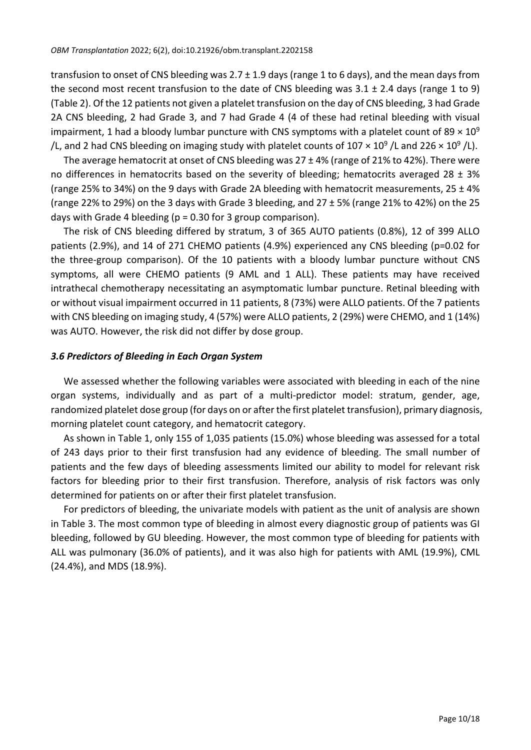transfusion to onset of CNS bleeding was 2.7 ± 1.9 days (range 1 to 6 days), and the mean days from the second most recent transfusion to the date of CNS bleeding was 3.1 ± 2.4 days (range 1 to 9) (Table 2). Of the 12 patients not given a platelet transfusion on the day of CNS bleeding, 3 had Grade 2A CNS bleeding, 2 had Grade 3, and 7 had Grade 4 (4 of these had retinal bleeding with visual impairment, 1 had a bloody lumbar puncture with CNS symptoms with a platelet count of $89 \times 10^9$ /L, and 2 had CNS bleeding on imaging study with platelet counts of $107 \times 10^9$ /L and $226 \times 10^9$ /L).

The average hematocrit at onset of CNS bleeding was 27 ± 4% (range of 21% to 42%). There were no differences in hematocrits based on the severity of bleeding; hematocrits averaged 28 ± 3% (range 25% to 34%) on the 9 days with Grade 2A bleeding with hematocrit measurements, 25 ± 4% (range 22% to 29%) on the 3 days with Grade 3 bleeding, and 27 ± 5% (range 21% to 42%) on the 25 days with Grade 4 bleeding ($p = 0.30$ for 3 group comparison).

The risk of CNS bleeding differed by stratum, 3 of 365 AUTO patients (0.8%), 12 of 399 ALLO patients (2.9%), and 14 of 271 CHEMO patients (4.9%) experienced any CNS bleeding ($p=0.02$ for the three-group comparison). Of the 10 patients with a bloody lumbar puncture without CNS symptoms, all were CHEMO patients (9 AML and 1 ALL). These patients may have received intrathecal chemotherapy necessitating an asymptomatic lumbar puncture. Retinal bleeding with or without visual impairment occurred in 11 patients, 8 (73%) were ALLO patients. Of the 7 patients with CNS bleeding on imaging study, 4 (57%) were ALLO patients, 2 (29%) were CHEMO, and 1 (14%) was AUTO. However, the risk did not differ by dose group.

### *3.6 Predictors of Bleeding in Each Organ System*

We assessed whether the following variables were associated with bleeding in each of the nine organ systems, individually and as part of a multi-predictor model: stratum, gender, age, randomized platelet dose group (for days on or after the first platelet transfusion), primary diagnosis, morning platelet count category, and hematocrit category.

As shown in Table 1, only 155 of 1,035 patients (15.0%) whose bleeding was assessed for a total of 243 days prior to their first transfusion had any evidence of bleeding. The small number of patients and the few days of bleeding assessments limited our ability to model for relevant risk factors for bleeding prior to their first transfusion. Therefore, analysis of risk factors was only determined for patients on or after their first platelet transfusion.

For predictors of bleeding, the univariate models with patient as the unit of analysis are shown in Table 3. The most common type of bleeding in almost every diagnostic group of patients was GI bleeding, followed by GU bleeding. However, the most common type of bleeding for patients with ALL was pulmonary (36.0% of patients), and it was also high for patients with AML (19.9%), CML (24.4%), and MDS (18.9%).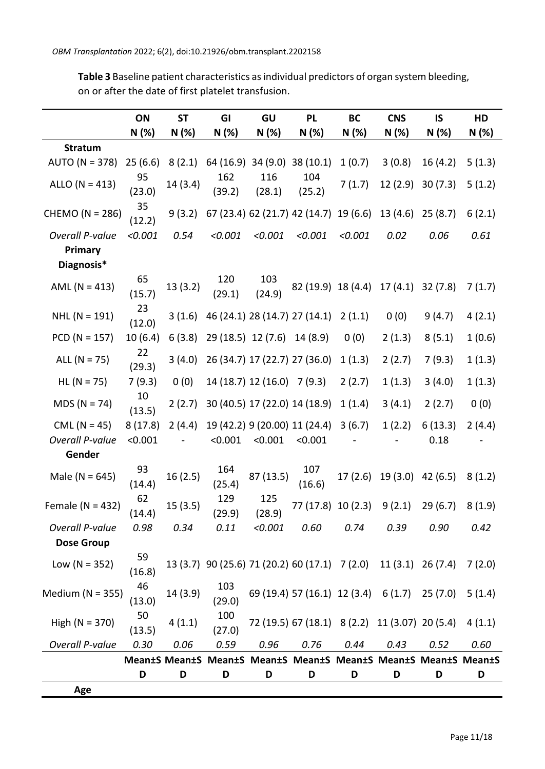**Table 3** Baseline patient characteristics as individual predictors of organ system bleeding, on or after the date of first platelet transfusion.

| | ON N (%) | ST N (%) | GI N (%) | GU N (%) | PL N (%) | BC N (%) | CNS N (%) | IS N (%) | HD N (%) |
|---|---|---|---|---|---|---|---|---|---|
| **Stratum** | | | | | | | | | |
| AUTO (N = 378) | 25 (6.6) | 8 (2.1) | 64 (16.9) | 34 (9.0) | 38 (10.1) | 1 (0.7) | 3 (0.8) | 16 (4.2) | 5 (1.3) |
| ALLO (N = 413) | 95 (23.0) | 14 (3.4) | 162 (39.2) | 116 (28.1) | 104 (25.2) | 7 (1.7) | 12 (2.9) | 30 (7.3) | 5 (1.2) |
| CHEMO (N = 286) | 35 (12.2) | 9 (3.2) | 67 (23.4) | 62 (21.7) | 42 (14.7) | 19 (6.6) | 13 (4.6) | 25 (8.7) | 6 (2.1) |
| *Overall P-value* | *<0.001* | *0.54* | *<0.001* | *<0.001* | *<0.001* | *<0.001* | *0.02* | *0.06* | *0.61* |
| **Primary Diagnosis*** | | | | | | | | | |
| AML (N = 413) | 65 (15.7) | 13 (3.2) | 120 (29.1) | 103 (24.9) | 82 (19.9) | 18 (4.4) | 17 (4.1) | 32 (7.8) | 7 (1.7) |
| NHL (N = 191) | 23 (12.0) | 3 (1.6) | 46 (24.1) | 28 (14.7) | 27 (14.1) | 2 (1.1) | 0 (0) | 9 (4.7) | 4 (2.1) |
| PCD (N = 157) | 10 (6.4) | 6 (3.8) | 29 (18.5) | 12 (7.6) | 14 (8.9) | 0 (0) | 2 (1.3) | 8 (5.1) | 1 (0.6) |
| ALL (N = 75) | 22 (29.3) | 3 (4.0) | 26 (34.7) | 17 (22.7) | 27 (36.0) | 1 (1.3) | 2 (2.7) | 7 (9.3) | 1 (1.3) |
| HL (N = 75) | 7 (9.3) | 0 (0) | 14 (18.7) | 12 (16.0) | 7 (9.3) | 2 (2.7) | 1 (1.3) | 3 (4.0) | 1 (1.3) |
| MDS (N = 74) | 10 (13.5) | 2 (2.7) | 30 (40.5) | 17 (22.0) | 14 (18.9) | 1 (1.4) | 3 (4.1) | 2 (2.7) | 0 (0) |
| CML (N = 45) | 8 (17.8) | 2 (4.4) | 19 (42.2) | 9 (20.00) | 11 (24.4) | 3 (6.7) | 1 (2.2) | 6 (13.3) | 2 (4.4) |
| *Overall P-value* | <0.001 | - | <0.001 | <0.001 | <0.001 | - | - | 0.18 | - |
| **Gender** | | | | | | | | | |
| Male (N = 645) | 93 (14.4) | 16 (2.5) | 164 (25.4) | 87 (13.5) | 107 (16.6) | 17 (2.6) | 19 (3.0) | 42 (6.5) | 8 (1.2) |
| Female (N = 432) | 62 (14.4) | 15 (3.5) | 129 (29.9) | 125 (28.9) | 77 (17.8) | 10 (2.3) | 9 (2.1) | 29 (6.7) | 8 (1.9) |
| *Overall P-value* | *0.98* | *0.34* | *0.11* | *<0.001* | *0.60* | *0.74* | *0.39* | *0.90* | *0.42* |
| **Dose Group** | | | | | | | | | |
| Low (N = 352) | 59 (16.8) | 13 (3.7) | 90 (25.6) | 71 (20.2) | 60 (17.1) | 7 (2.0) | 11 (3.1) | 26 (7.4) | 7 (2.0) |
| Medium (N = 355) | 46 (13.0) | 14 (3.9) | 103 (29.0) | 69 (19.4) | 57 (16.1) | 12 (3.4) | 6 (1.7) | 25 (7.0) | 5 (1.4) |
| High (N = 370) | 50 (13.5) | 4 (1.1) | 100 (27.0) | 72 (19.5) | 67 (18.1) | 8 (2.2) | 11 (3.07) | 20 (5.4) | 4 (1.1) |
| *Overall P-value* | *0.30* | *0.06* | *0.59* | *0.96* | *0.76* | *0.44* | *0.43* | *0.52* | *0.60* |
| | **Mean±SD** | **Mean±SD** | **Mean±SD** | **Mean±SD** | **Mean±SD** | **Mean±SD** | **Mean±SD** | **Mean±SD** | **Mean±SD** |
| **Age** | | | | | | | | | |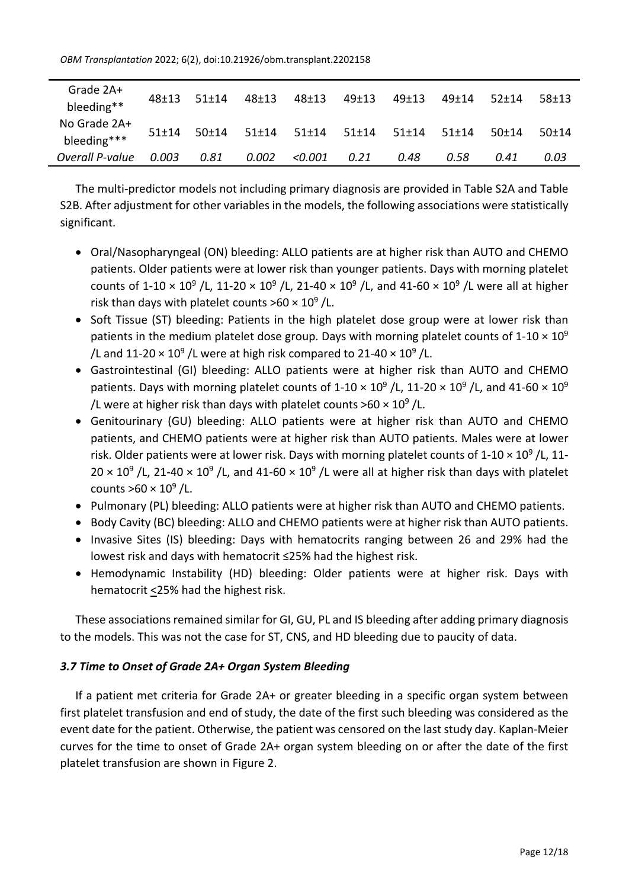| | | | | | | | | | |
|---|---|---|---|---|---|---|---|---|---|
| Grade 2A+ bleeding** | 48±13 | 51±14 | 48±13 | 48±13 | 49±13 | 49±13 | 49±14 | 52±14 | 58±13 |
| No Grade 2A+ bleeding*** | 51±14 | 50±14 | 51±14 | 51±14 | 51±14 | 51±14 | 51±14 | 50±14 | 50±14 |
| *Overall P-value* | *0.003* | *0.81* | *0.002* | *<0.001* | *0.21* | *0.48* | *0.58* | *0.41* | *0.03* |

The multi-predictor models not including primary diagnosis are provided in Table S2A and Table S2B. After adjustment for other variables in the models, the following associations were statistically significant.

- Oral/Nasopharyngeal (ON) bleeding: ALLO patients are at higher risk than AUTO and CHEMO patients. Older patients were at lower risk than younger patients. Days with morning platelet counts of 1-10 × $10^9$ /L, 11-20 × $10^9$ /L, 21-40 × $10^9$ /L, and 41-60 × $10^9$ /L were all at higher risk than days with platelet counts >60 × $10^9$ /L.
- Soft Tissue (ST) bleeding: Patients in the high platelet dose group were at lower risk than patients in the medium platelet dose group. Days with morning platelet counts of 1-10 × $10^9$ /L and 11-20 × $10^9$ /L were at high risk compared to 21-40 × $10^9$ /L.
- Gastrointestinal (GI) bleeding: ALLO patients were at higher risk than AUTO and CHEMO patients. Days with morning platelet counts of 1-10 × $10^9$ /L, 11-20 × $10^9$ /L, and 41-60 × $10^9$ /L were at higher risk than days with platelet counts >60 × $10^9$ /L.
- Genitourinary (GU) bleeding: ALLO patients were at higher risk than AUTO and CHEMO patients, and CHEMO patients were at higher risk than AUTO patients. Males were at lower risk. Older patients were at lower risk. Days with morning platelet counts of 1-10 × $10^9$ /L, 11-20 × $10^9$ /L, 21-40 × $10^9$ /L, and 41-60 × $10^9$ /L were all at higher risk than days with platelet counts >60 × $10^9$ /L.
- Pulmonary (PL) bleeding: ALLO patients were at higher risk than AUTO and CHEMO patients.
- Body Cavity (BC) bleeding: ALLO and CHEMO patients were at higher risk than AUTO patients.
- Invasive Sites (IS) bleeding: Days with hematocrits ranging between 26 and 29% had the lowest risk and days with hematocrit ≤25% had the highest risk.
- Hemodynamic Instability (HD) bleeding: Older patients were at higher risk. Days with hematocrit ≤25% had the highest risk.

These associations remained similar for GI, GU, PL and IS bleeding after adding primary diagnosis to the models. This was not the case for ST, CNS, and HD bleeding due to paucity of data.

### *3.7 Time to Onset of Grade 2A+ Organ System Bleeding*

If a patient met criteria for Grade 2A+ or greater bleeding in a specific organ system between first platelet transfusion and end of study, the date of the first such bleeding was considered as the event date for the patient. Otherwise, the patient was censored on the last study day. Kaplan-Meier curves for the time to onset of Grade 2A+ organ system bleeding on or after the date of the first platelet transfusion are shown in Figure 2.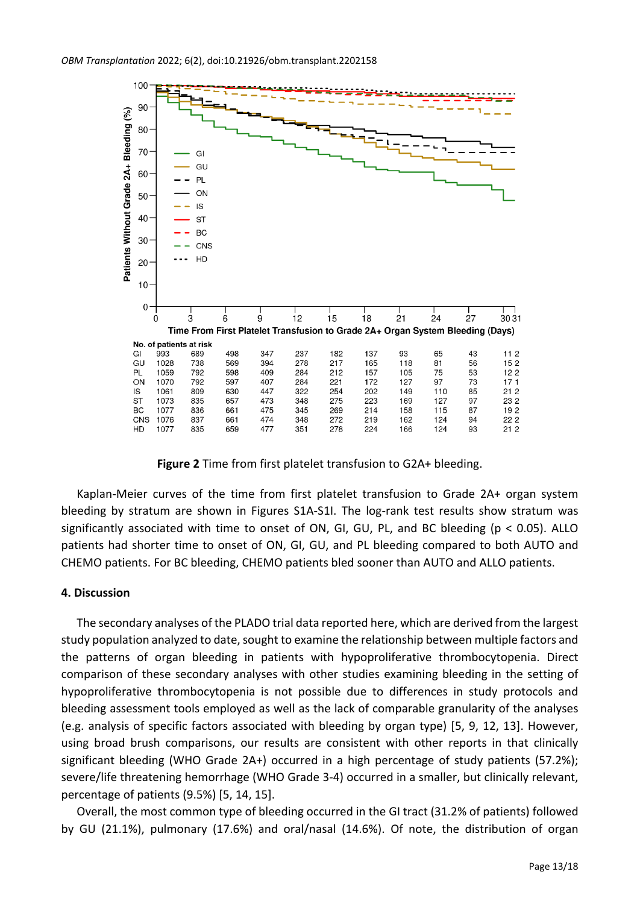**Figure 2** Time from first platelet transfusion to G2A+ bleeding.

Kaplan-Meier curves of the time from first platelet transfusion to Grade 2A+ organ system bleeding by stratum are shown in Figures S1A-S1I. The log-rank test results show stratum was significantly associated with time to onset of ON, GI, GU, PL, and BC bleeding ($p < 0.05$). ALLO patients had shorter time to onset of ON, GI, GU, and PL bleeding compared to both AUTO and CHEMO patients. For BC bleeding, CHEMO patients bled sooner than AUTO and ALLO patients.

## 4. Discussion

The secondary analyses of the PLADO trial data reported here, which are derived from the largest study population analyzed to date, sought to examine the relationship between multiple factors and the patterns of organ bleeding in patients with hypoproliferative thrombocytopenia. Direct comparison of these secondary analyses with other studies examining bleeding in the setting of hypoproliferative thrombocytopenia is not possible due to differences in study protocols and bleeding assessment tools employed as well as the lack of comparable granularity of the analyses (e.g. analysis of specific factors associated with bleeding by organ type) [5, 9, 12, 13]. However, using broad brush comparisons, our results are consistent with other reports in that clinically significant bleeding (WHO Grade 2A+) occurred in a high percentage of study patients (57.2%); severe/life threatening hemorrhage (WHO Grade 3-4) occurred in a smaller, but clinically relevant, percentage of patients (9.5%) [5, 14, 15].

Overall, the most common type of bleeding occurred in the GI tract (31.2% of patients) followed by GU (21.1%), pulmonary (17.6%) and oral/nasal (14.6%). Of note, the distribution of organ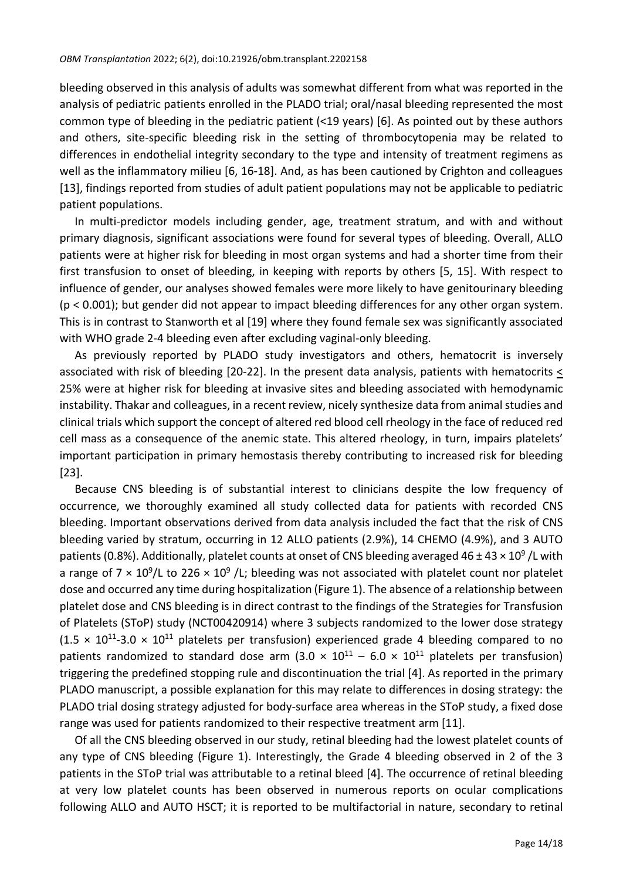bleeding observed in this analysis of adults was somewhat different from what was reported in the analysis of pediatric patients enrolled in the PLADO trial; oral/nasal bleeding represented the most common type of bleeding in the pediatric patient (<19 years) [6]. As pointed out by these authors and others, site-specific bleeding risk in the setting of thrombocytopenia may be related to differences in endothelial integrity secondary to the type and intensity of treatment regimens as well as the inflammatory milieu [6, 16-18]. And, as has been cautioned by Crighton and colleagues [13], findings reported from studies of adult patient populations may not be applicable to pediatric patient populations.

In multi-predictor models including gender, age, treatment stratum, and with and without primary diagnosis, significant associations were found for several types of bleeding. Overall, ALLO patients were at higher risk for bleeding in most organ systems and had a shorter time from their first transfusion to onset of bleeding, in keeping with reports by others [5, 15]. With respect to influence of gender, our analyses showed females were more likely to have genitourinary bleeding ($p < 0.001$); but gender did not appear to impact bleeding differences for any other organ system. This is in contrast to Stanworth et al [19] where they found female sex was significantly associated with WHO grade 2-4 bleeding even after excluding vaginal-only bleeding.

As previously reported by PLADO study investigators and others, hematocrit is inversely associated with risk of bleeding [20-22]. In the present data analysis, patients with hematocrits $\leq$ 25% were at higher risk for bleeding at invasive sites and bleeding associated with hemodynamic instability. Thakar and colleagues, in a recent review, nicely synthesize data from animal studies and clinical trials which support the concept of altered red blood cell rheology in the face of reduced red cell mass as a consequence of the anemic state. This altered rheology, in turn, impairs platelets' important participation in primary hemostasis thereby contributing to increased risk for bleeding [23].

Because CNS bleeding is of substantial interest to clinicians despite the low frequency of occurrence, we thoroughly examined all study collected data for patients with recorded CNS bleeding. Important observations derived from data analysis included the fact that the risk of CNS bleeding varied by stratum, occurring in 12 ALLO patients (2.9%), 14 CHEMO (4.9%), and 3 AUTO patients (0.8%). Additionally, platelet counts at onset of CNS bleeding averaged $46 \pm 43 \times 10^9$ /L with a range of $7 \times 10^9$/L to $226 \times 10^9$ /L; bleeding was not associated with platelet count nor platelet dose and occurred any time during hospitalization (Figure 1). The absence of a relationship between platelet dose and CNS bleeding is in direct contrast to the findings of the Strategies for Transfusion of Platelets (SToP) study (NCT00420914) where 3 subjects randomized to the lower dose strategy ($1.5 \times 10^{11}$-$3.0 \times 10^{11}$ platelets per transfusion) experienced grade 4 bleeding compared to no patients randomized to standard dose arm ($3.0 \times 10^{11} - 6.0 \times 10^{11}$ platelets per transfusion) triggering the predefined stopping rule and discontinuation the trial [4]. As reported in the primary PLADO manuscript, a possible explanation for this may relate to differences in dosing strategy: the PLADO trial dosing strategy adjusted for body-surface area whereas in the SToP study, a fixed dose range was used for patients randomized to their respective treatment arm [11].

Of all the CNS bleeding observed in our study, retinal bleeding had the lowest platelet counts of any type of CNS bleeding (Figure 1). Interestingly, the Grade 4 bleeding observed in 2 of the 3 patients in the SToP trial was attributable to a retinal bleed [4]. The occurrence of retinal bleeding at very low platelet counts has been observed in numerous reports on ocular complications following ALLO and AUTO HSCT; it is reported to be multifactorial in nature, secondary to retinal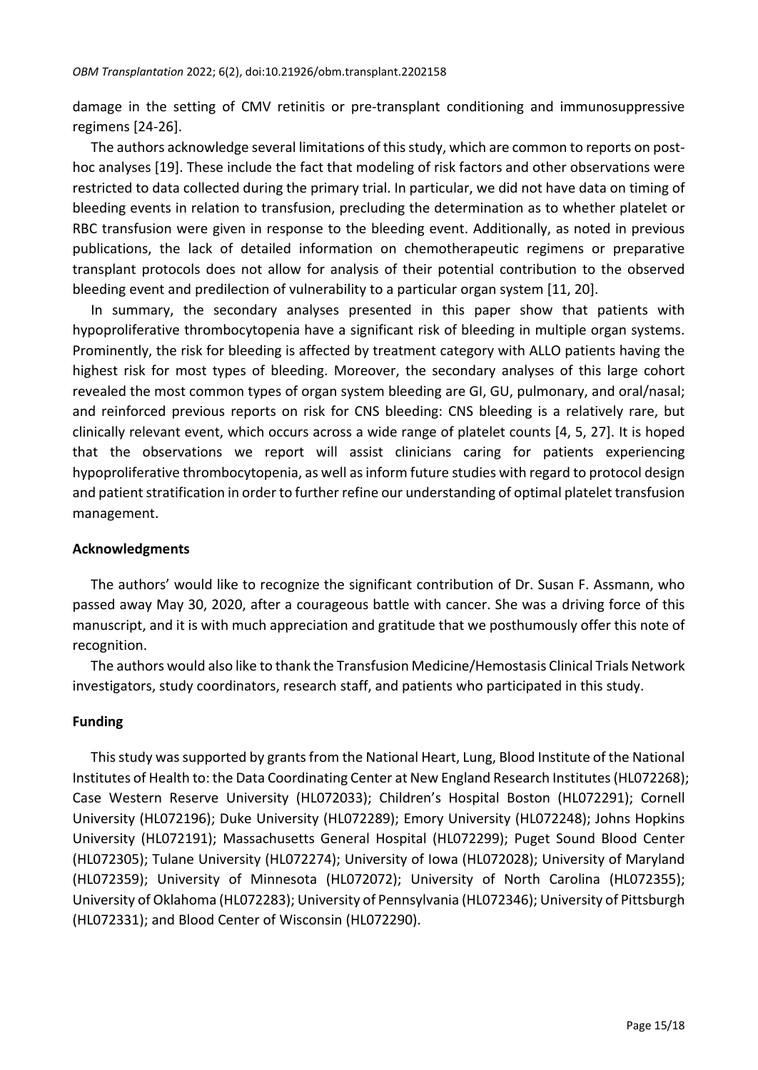damage in the setting of CMV retinitis or pre-transplant conditioning and immunosuppressive regimens [24-26].

The authors acknowledge several limitations of this study, which are common to reports on post-hoc analyses [19]. These include the fact that modeling of risk factors and other observations were restricted to data collected during the primary trial. In particular, we did not have data on timing of bleeding events in relation to transfusion, precluding the determination as to whether platelet or RBC transfusion were given in response to the bleeding event. Additionally, as noted in previous publications, the lack of detailed information on chemotherapeutic regimens or preparative transplant protocols does not allow for analysis of their potential contribution to the observed bleeding event and predilection of vulnerability to a particular organ system [11, 20].

In summary, the secondary analyses presented in this paper show that patients with hypoproliferative thrombocytopenia have a significant risk of bleeding in multiple organ systems. Prominently, the risk for bleeding is affected by treatment category with ALLO patients having the highest risk for most types of bleeding. Moreover, the secondary analyses of this large cohort revealed the most common types of organ system bleeding are GI, GU, pulmonary, and oral/nasal; and reinforced previous reports on risk for CNS bleeding: CNS bleeding is a relatively rare, but clinically relevant event, which occurs across a wide range of platelet counts [4, 5, 27]. It is hoped that the observations we report will assist clinicians caring for patients experiencing hypoproliferative thrombocytopenia, as well as inform future studies with regard to protocol design and patient stratification in order to further refine our understanding of optimal platelet transfusion management.

## Acknowledgments

The authors' would like to recognize the significant contribution of Dr. Susan F. Assmann, who passed away May 30, 2020, after a courageous battle with cancer. She was a driving force of this manuscript, and it is with much appreciation and gratitude that we posthumously offer this note of recognition.

The authors would also like to thank the Transfusion Medicine/Hemostasis Clinical Trials Network investigators, study coordinators, research staff, and patients who participated in this study.

## Funding

This study was supported by grants from the National Heart, Lung, Blood Institute of the National Institutes of Health to: the Data Coordinating Center at New England Research Institutes (HL072268); Case Western Reserve University (HL072033); Children's Hospital Boston (HL072291); Cornell University (HL072196); Duke University (HL072289); Emory University (HL072248); Johns Hopkins University (HL072191); Massachusetts General Hospital (HL072299); Puget Sound Blood Center (HL072305); Tulane University (HL072274); University of Iowa (HL072028); University of Maryland (HL072359); University of Minnesota (HL072072); University of North Carolina (HL072355); University of Oklahoma (HL072283); University of Pennsylvania (HL072346); University of Pittsburgh (HL072331); and Blood Center of Wisconsin (HL072290).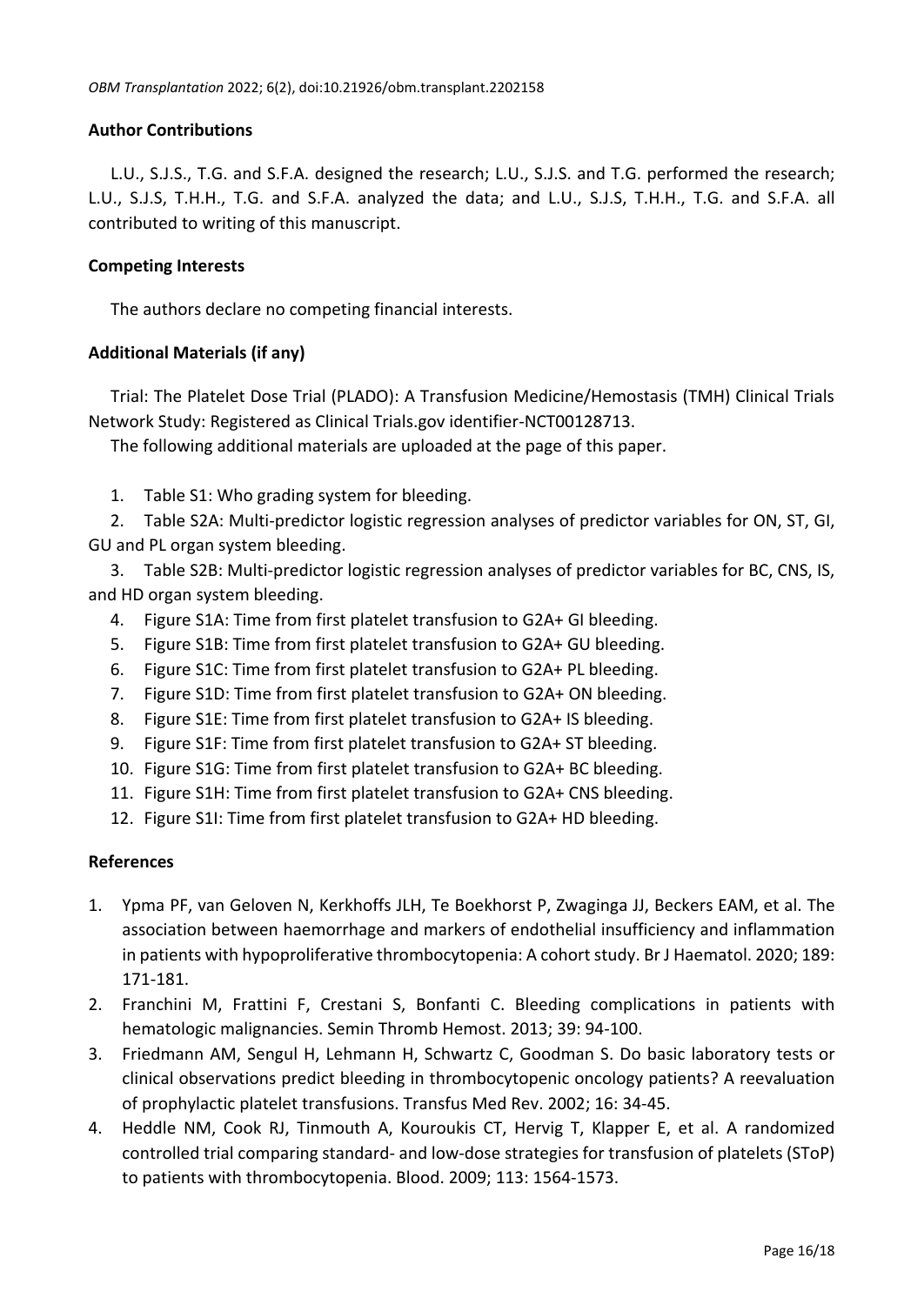## Author Contributions

L.U., S.J.S., T.G. and S.F.A. designed the research; L.U., S.J.S. and T.G. performed the research; L.U., S.J.S, T.H.H., T.G. and S.F.A. analyzed the data; and L.U., S.J.S, T.H.H., T.G. and S.F.A. all contributed to writing of this manuscript.

## Competing Interests

The authors declare no competing financial interests.

## Additional Materials (if any)

Trial: The Platelet Dose Trial (PLADO): A Transfusion Medicine/Hemostasis (TMH) Clinical Trials Network Study: Registered as Clinical Trials.gov identifier-NCT00128713.

The following additional materials are uploaded at the page of this paper.

1. Table S1: Who grading system for bleeding.
2. Table S2A: Multi-predictor logistic regression analyses of predictor variables for ON, ST, GI, GU and PL organ system bleeding.
3. Table S2B: Multi-predictor logistic regression analyses of predictor variables for BC, CNS, IS, and HD organ system bleeding.
4. Figure S1A: Time from first platelet transfusion to G2A+ GI bleeding.
5. Figure S1B: Time from first platelet transfusion to G2A+ GU bleeding.
6. Figure S1C: Time from first platelet transfusion to G2A+ PL bleeding.
7. Figure S1D: Time from first platelet transfusion to G2A+ ON bleeding.
8. Figure S1E: Time from first platelet transfusion to G2A+ IS bleeding.
9. Figure S1F: Time from first platelet transfusion to G2A+ ST bleeding.
10. Figure S1G: Time from first platelet transfusion to G2A+ BC bleeding.
11. Figure S1H: Time from first platelet transfusion to G2A+ CNS bleeding.
12. Figure S1I: Time from first platelet transfusion to G2A+ HD bleeding.

## References

1. Ypma PF, van Geloven N, Kerkhoffs JLH, Te Boekhorst P, Zwaginga JJ, Beckers EAM, et al. The association between haemorrhage and markers of endothelial insufficiency and inflammation in patients with hypoproliferative thrombocytopenia: A cohort study. Br J Haematol. 2020; 189: 171-181.
2. Franchini M, Frattini F, Crestani S, Bonfanti C. Bleeding complications in patients with hematologic malignancies. Semin Thromb Hemost. 2013; 39: 94-100.
3. Friedmann AM, Sengul H, Lehmann H, Schwartz C, Goodman S. Do basic laboratory tests or clinical observations predict bleeding in thrombocytopenic oncology patients? A reevaluation of prophylactic platelet transfusions. Transfus Med Rev. 2002; 16: 34-45.
4. Heddle NM, Cook RJ, Tinmouth A, Kouroukis CT, Hervig T, Klapper E, et al. A randomized controlled trial comparing standard- and low-dose strategies for transfusion of platelets (SToP) to patients with thrombocytopenia. Blood. 2009; 113: 1564-1573.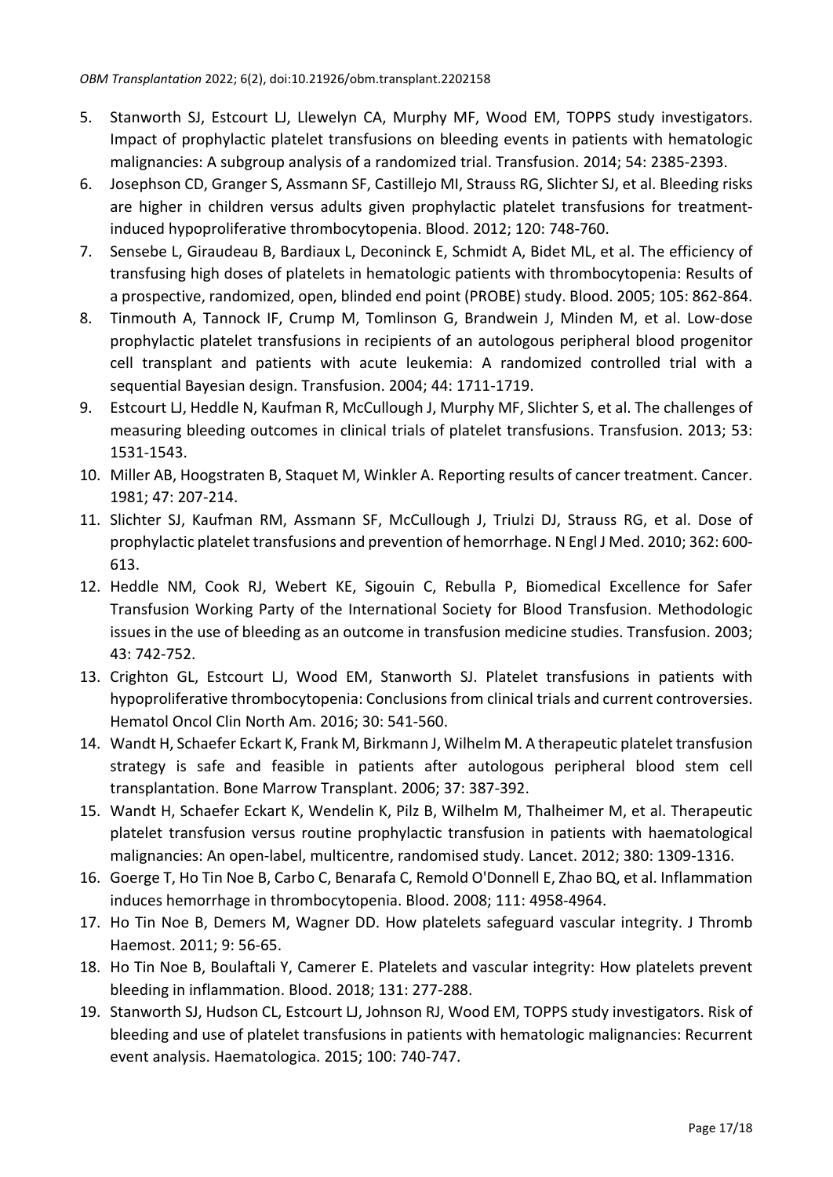5. Stanworth SJ, Estcourt LJ, Llewelyn CA, Murphy MF, Wood EM, TOPPS study investigators. Impact of prophylactic platelet transfusions on bleeding events in patients with hematologic malignancies: A subgroup analysis of a randomized trial. Transfusion. 2014; 54: 2385-2393.
6. Josephson CD, Granger S, Assmann SF, Castillejo MI, Strauss RG, Slichter SJ, et al. Bleeding risks are higher in children versus adults given prophylactic platelet transfusions for treatment-induced hypoproliferative thrombocytopenia. Blood. 2012; 120: 748-760.
7. Sensebe L, Giraudeau B, Bardiaux L, Deconinck E, Schmidt A, Bidet ML, et al. The efficiency of transfusing high doses of platelets in hematologic patients with thrombocytopenia: Results of a prospective, randomized, open, blinded end point (PROBE) study. Blood. 2005; 105: 862-864.
8. Tinmouth A, Tannock IF, Crump M, Tomlinson G, Brandwein J, Minden M, et al. Low-dose prophylactic platelet transfusions in recipients of an autologous peripheral blood progenitor cell transplant and patients with acute leukemia: A randomized controlled trial with a sequential Bayesian design. Transfusion. 2004; 44: 1711-1719.
9. Estcourt LJ, Heddle N, Kaufman R, McCullough J, Murphy MF, Slichter S, et al. The challenges of measuring bleeding outcomes in clinical trials of platelet transfusions. Transfusion. 2013; 53: 1531-1543.
10. Miller AB, Hoogstraten B, Staquet M, Winkler A. Reporting results of cancer treatment. Cancer. 1981; 47: 207-214.
11. Slichter SJ, Kaufman RM, Assmann SF, McCullough J, Triulzi DJ, Strauss RG, et al. Dose of prophylactic platelet transfusions and prevention of hemorrhage. N Engl J Med. 2010; 362: 600-613.
12. Heddle NM, Cook RJ, Webert KE, Sigouin C, Rebulla P, Biomedical Excellence for Safer Transfusion Working Party of the International Society for Blood Transfusion. Methodologic issues in the use of bleeding as an outcome in transfusion medicine studies. Transfusion. 2003; 43: 742-752.
13. Crighton GL, Estcourt LJ, Wood EM, Stanworth SJ. Platelet transfusions in patients with hypoproliferative thrombocytopenia: Conclusions from clinical trials and current controversies. Hematol Oncol Clin North Am. 2016; 30: 541-560.
14. Wandt H, Schaefer Eckart K, Frank M, Birkmann J, Wilhelm M. A therapeutic platelet transfusion strategy is safe and feasible in patients after autologous peripheral blood stem cell transplantation. Bone Marrow Transplant. 2006; 37: 387-392.
15. Wandt H, Schaefer Eckart K, Wendelin K, Pilz B, Wilhelm M, Thalheimer M, et al. Therapeutic platelet transfusion versus routine prophylactic transfusion in patients with haematological malignancies: An open-label, multicentre, randomised study. Lancet. 2012; 380: 1309-1316.
16. Goerge T, Ho Tin Noe B, Carbo C, Benarafa C, Remold O'Donnell E, Zhao BQ, et al. Inflammation induces hemorrhage in thrombocytopenia. Blood. 2008; 111: 4958-4964.
17. Ho Tin Noe B, Demers M, Wagner DD. How platelets safeguard vascular integrity. J Thromb Haemost. 2011; 9: 56-65.
18. Ho Tin Noe B, Boulaftali Y, Camerer E. Platelets and vascular integrity: How platelets prevent bleeding in inflammation. Blood. 2018; 131: 277-288.
19. Stanworth SJ, Hudson CL, Estcourt LJ, Johnson RJ, Wood EM, TOPPS study investigators. Risk of bleeding and use of platelet transfusions in patients with hematologic malignancies: Recurrent event analysis. Haematologica. 2015; 100: 740-747.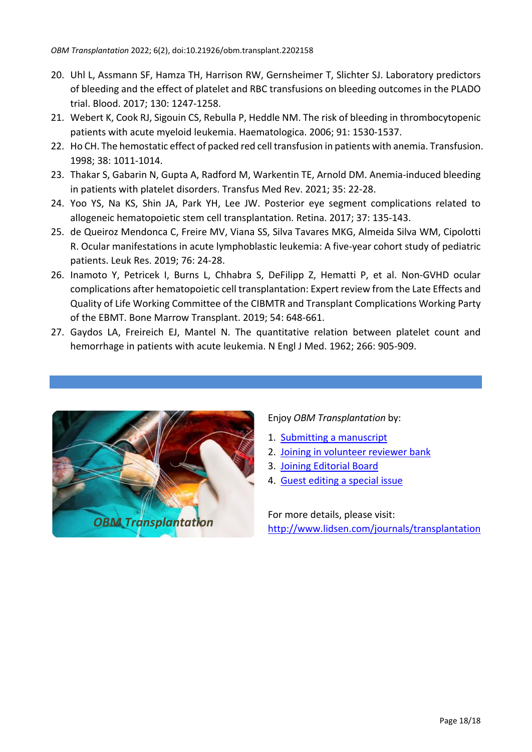20. Uhl L, Assmann SF, Hamza TH, Harrison RW, Gernsheimer T, Slichter SJ. Laboratory predictors of bleeding and the effect of platelet and RBC transfusions on bleeding outcomes in the PLADO trial. Blood. 2017; 130: 1247-1258.
21. Webert K, Cook RJ, Sigouin CS, Rebulla P, Heddle NM. The risk of bleeding in thrombocytopenic patients with acute myeloid leukemia. Haematologica. 2006; 91: 1530-1537.
22. Ho CH. The hemostatic effect of packed red cell transfusion in patients with anemia. Transfusion. 1998; 38: 1011-1014.
23. Thakar S, Gabarin N, Gupta A, Radford M, Warkentin TE, Arnold DM. Anemia-induced bleeding in patients with platelet disorders. Transfus Med Rev. 2021; 35: 22-28.
24. Yoo YS, Na KS, Shin JA, Park YH, Lee JW. Posterior eye segment complications related to allogeneic hematopoietic stem cell transplantation. Retina. 2017; 37: 135-143.
25. de Queiroz Mendonca C, Freire MV, Viana SS, Silva Tavares MKG, Almeida Silva WM, Cipolotti R. Ocular manifestations in acute lymphoblastic leukemia: A five-year cohort study of pediatric patients. Leuk Res. 2019; 76: 24-28.
26. Inamoto Y, Petricek I, Burns L, Chhabra S, DeFilipp Z, Hematti P, et al. Non-GVHD ocular complications after hematopoietic cell transplantation: Expert review from the Late Effects and Quality of Life Working Committee of the CIBMTR and Transplant Complications Working Party of the EBMT. Bone Marrow Transplant. 2019; 54: 648-661.
27. Gaydos LA, Freireich EJ, Mantel N. The quantitative relation between platelet count and hemorrhage in patients with acute leukemia. N Engl J Med. 1962; 266: 905-909.

OBM Transplantation

Enjoy *OBM Transplantation* by:

1. Submitting a manuscript
2. Joining in volunteer reviewer bank
3. Joining Editorial Board
4. Guest editing a special issue

For more details, please visit:
http://www.lidsen.com/journals/transplantation